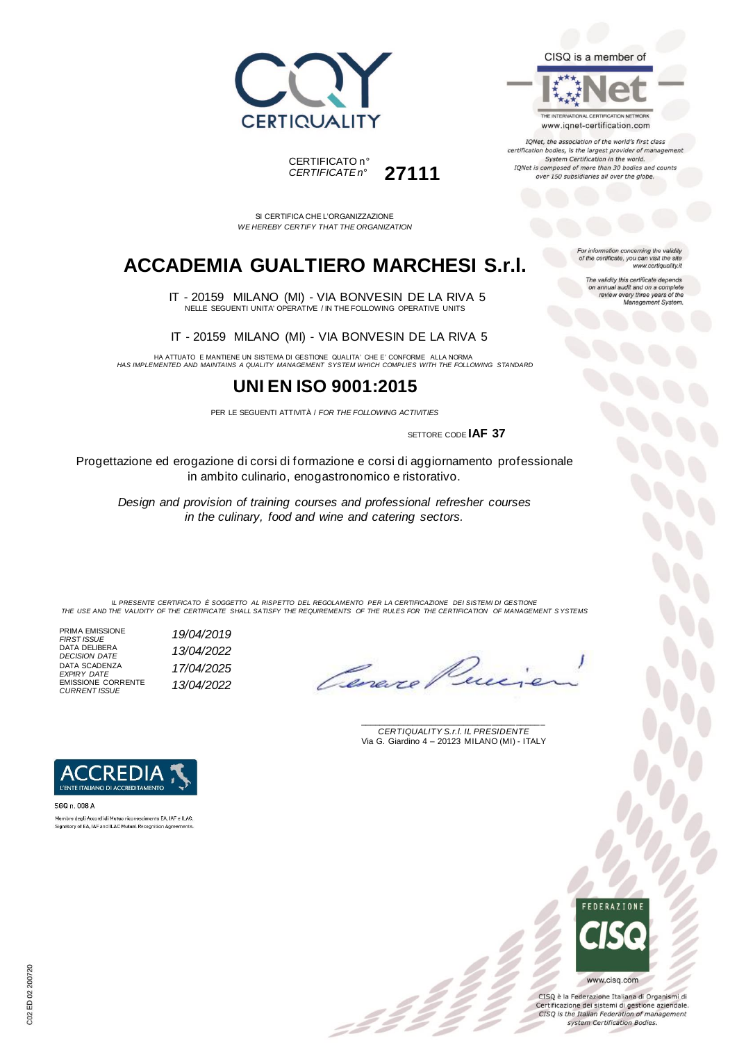CERTIQUALITY

CISQ is a member of

IQNet

THE INTERNATIONAL CERTIFICATION NETWORK

www.iqnet-certification.com

*IQNet, the association of the world's first class certification bodies, is the largest provider of management System Certification in the world. IQNet is composed of more than 30 bodies and counts over 150 subsidiaries all over the globe.*

CERTIFICATO n°
*CERTIFICATE n°* **27111**

*For information concerning the validity of the certificate, you can visit the site www.certiquality.it*

*The validity this certificate depends on annual audit and on a complete review every three years of the Management System.*

SI CERTIFICA CHE L'ORGANIZZAZIONE
*WE HEREBY CERTIFY THAT THE ORGANIZATION*

# ACCADEMIA GUALTIERO MARCHESI S.r.l.

IT - 20159 MILANO (MI) - VIA BONVESIN DE LA RIVA 5
NELLE SEGUENTI UNITA' OPERATIVE / IN THE FOLLOWING OPERATIVE UNITS

IT - 20159 MILANO (MI) - VIA BONVESIN DE LA RIVA 5

HA ATTUATO E MANTIENE UN SISTEMA DI GESTIONE QUALITA' CHE E' CONFORME ALLA NORMA
*HAS IMPLEMENTED AND MAINTAINS A QUALITY MANAGEMENT SYSTEM WHICH COMPLIES WITH THE FOLLOWING STANDARD*

## UNI EN ISO 9001:2015

PER LE SEGUENTI ATTIVITÀ / *FOR THE FOLLOWING ACTIVITIES*

SETTORE CODE **IAF 37**

Progettazione ed erogazione di corsi di formazione e corsi di aggiornamento professionale in ambito culinario, enogastronomico e ristorativo.

*Design and provision of training courses and professional refresher courses in the culinary, food and wine and catering sectors.*

*IL PRESENTE CERTIFICATO È SOGGETTO AL RISPETTO DEL REGOLAMENTO PER LA CERTIFICAZIONE DEI SISTEMI DI GESTIONE*
*THE USE AND THE VALIDITY OF THE CERTIFICATE SHALL SATISFY THE REQUIREMENTS OF THE RULES FOR THE CERTIFICATION OF MANAGEMENT SYSTEMS*

| | |
|---|---|
| PRIMA EMISSIONE *FIRST ISSUE* | *19/04/2019* |
| DATA DELIBERA *DECISION DATE* | *13/04/2022* |
| DATA SCADENZA *EXPIRY DATE* | *17/04/2025* |
| EMISSIONE CORRENTE *CURRENT ISSUE* | *13/04/2022* |

*CERTIQUALITY S.r.l. IL PRESIDENTE*
Via G. Giardino 4 – 20123 MILANO (MI) - ITALY

ACCREDIA
L'ENTE ITALIANO DI ACCREDITAMENTO

SGQ n. 008 A

Membro degli Accordi di Mutuo riconoscimento EA, IAF e ILAC.
Signatory of EA, IAF and ILAC Mutual Recognition Agreements.

FEDERAZIONE CISQ

www.cisq.com

CISQ è la Federazione Italiana di Organismi di Certificazione dei sistemi di gestione aziendale.
*CISQ is the Italian Federation of management system Certification Bodies.*

C02 ED 02 200720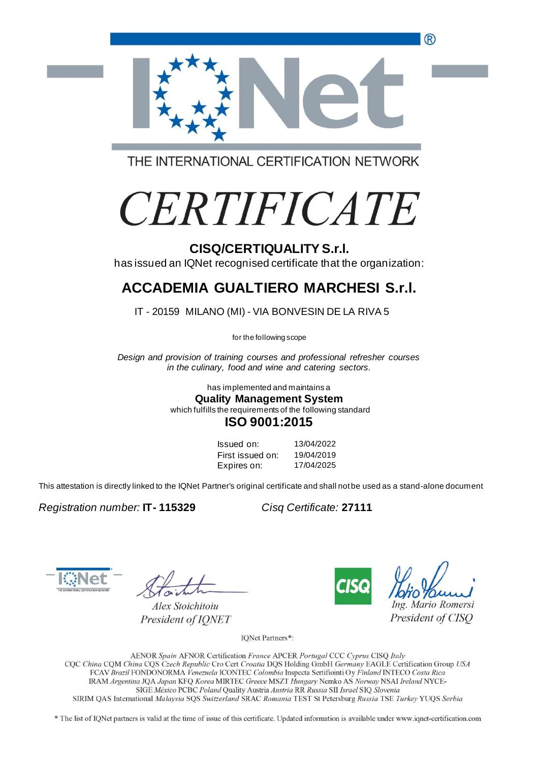THE INTERNATIONAL CERTIFICATION NETWORK

# CERTIFICATE

## CISQ/CERTIQUALITY S.r.l.

has issued an IQNet recognised certificate that the organization:

## ACCADEMIA GUALTIERO MARCHESI S.r.l.

IT - 20159 MILANO (MI) - VIA BONVESIN DE LA RIVA 5

for the following scope

*Design and provision of training courses and professional refresher courses in the culinary, food and wine and catering sectors.*

has implemented and maintains a

**Quality Management System**

which fulfills the requirements of the following standard

**ISO 9001:2015**

| | |
|---|---|
| Issued on: | 13/04/2022 |
| First issued on: | 19/04/2019 |
| Expires on: | 17/04/2025 |

This attestation is directly linked to the IQNet Partner's original certificate and shall not be used as a stand-alone document

*Registration number:* **IT- 115329** *Cisq Certificate:* **27111**

*Alex Stoichitoiu*
*President of IQNET*

*Ing. Mario Romersi*
*President of CISQ*

IQNet Partners*:

AENOR *Spain* AFNOR Certification *France* APCER *Portugal* CCC *Cyprus* CISQ *Italy*
CQC *China* CQM *China* CQS *Czech Republic* Cro Cert *Croatia* DQS Holding GmbH *Germany* EAGLE Certification Group *USA*
FCAV *Brazil* FONDONORMA *Venezuela* ICONTEC *Colombia* Inspecta Sertifiointi Oy *Finland* INTECO *Costa Rica*
IRAM *Argentina* JQA *Japan* KFQ *Korea* MIRTEC *Greece* MSZT *Hungary* Nemko AS *Norway* NSAI *Ireland* NYCE-SIGE *México* PCBC *Poland* Quality Austria *Austria* RR *Russia* SII *Israel* SIQ *Slovenia*
SIRIM QAS International *Malaysia* SQS *Switzerland* SRAC *Romania* TEST St Petersburg *Russia* TSE *Turkey* YUQS *Serbia*

* The list of IQNet partners is valid at the time of issue of this certificate. Updated information is available under www.iqnet-certification.com